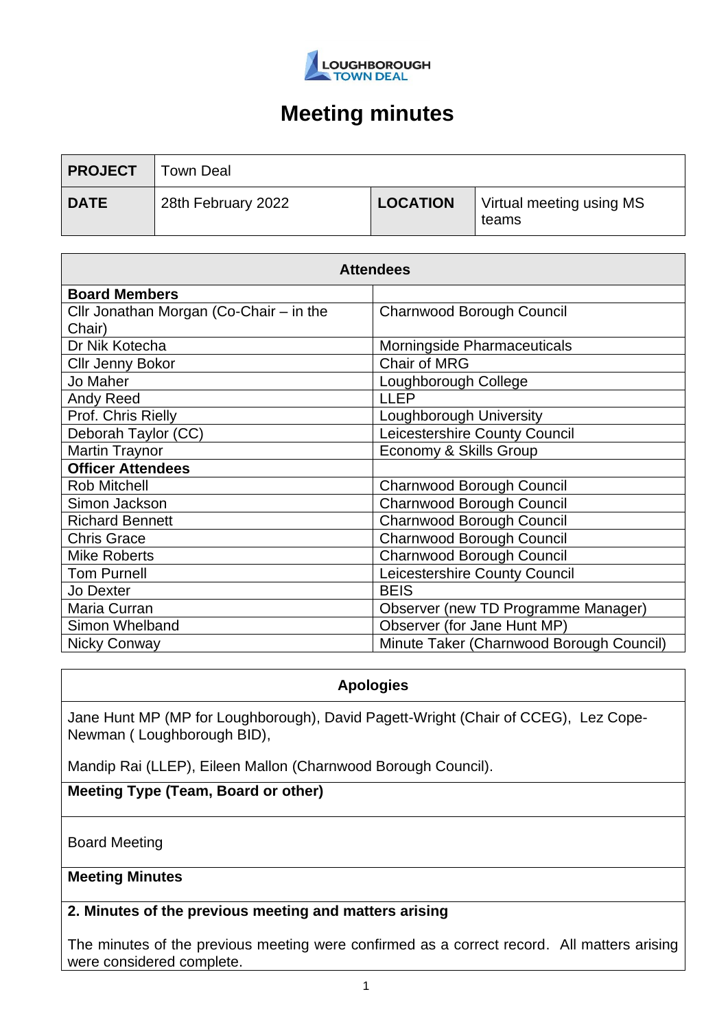LOUGHBOROUGH TOWN DEAL

# Meeting minutes

| **PROJECT** | Town Deal | | |
|---|---|---|---|
| **DATE** | 28th February 2022 | **LOCATION** | Virtual meeting using MS teams |

| **Attendees** | |
|---|---|
| **Board Members** | |
| Cllr Jonathan Morgan (Co-Chair – in the Chair) | Charnwood Borough Council |
| Dr Nik Kotecha | Morningside Pharmaceuticals |
| Cllr Jenny Bokor | Chair of MRG |
| Jo Maher | Loughborough College |
| Andy Reed | LLEP |
| Prof. Chris Rielly | Loughborough University |
| Deborah Taylor (CC) | Leicestershire County Council |
| Martin Traynor | Economy & Skills Group |
| **Officer Attendees** | |
| Rob Mitchell | Charnwood Borough Council |
| Simon Jackson | Charnwood Borough Council |
| Richard Bennett | Charnwood Borough Council |
| Chris Grace | Charnwood Borough Council |
| Mike Roberts | Charnwood Borough Council |
| Tom Purnell | Leicestershire County Council |
| Jo Dexter | BEIS |
| Maria Curran | Observer (new TD Programme Manager) |
| Simon Whelband | Observer (for Jane Hunt MP) |
| Nicky Conway | Minute Taker (Charnwood Borough Council) |

**Apologies**

Jane Hunt MP (MP for Loughborough), David Pagett-Wright (Chair of CCEG), Lez Cope-Newman ( Loughborough BID),

Mandip Rai (LLEP), Eileen Mallon (Charnwood Borough Council).

**Meeting Type (Team, Board or other)**

Board Meeting

**Meeting Minutes**

**2. Minutes of the previous meeting and matters arising**

The minutes of the previous meeting were confirmed as a correct record. All matters arising were considered complete.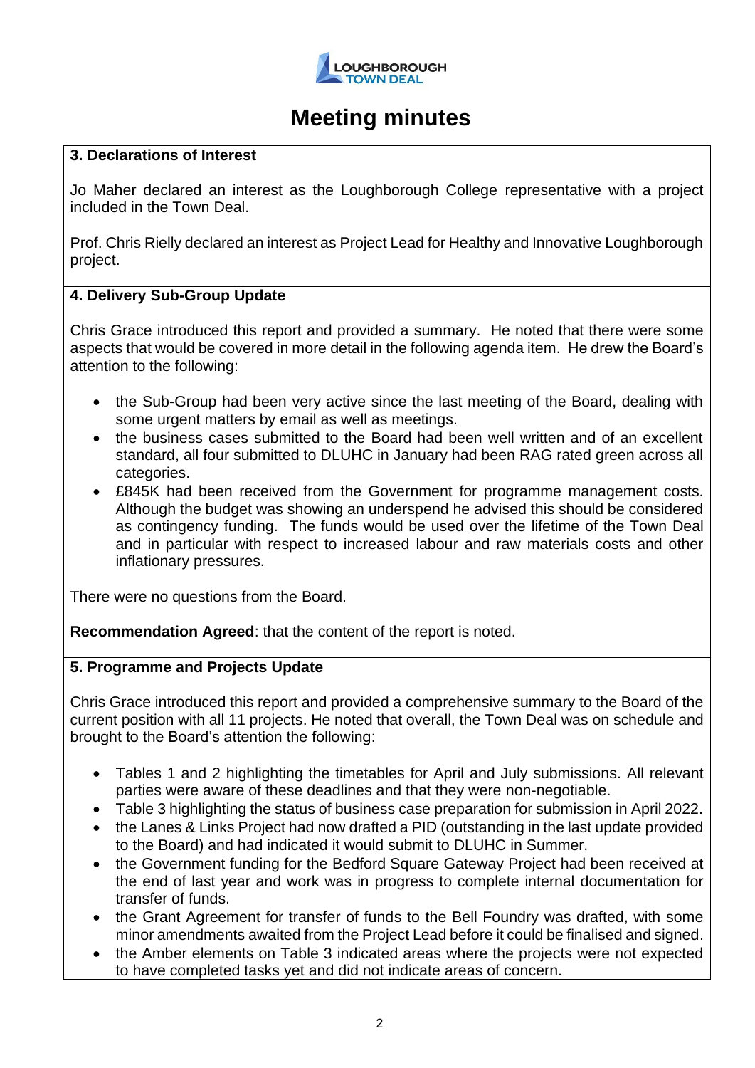# Meeting minutes

### 3. Declarations of Interest

Jo Maher declared an interest as the Loughborough College representative with a project included in the Town Deal.

Prof. Chris Rielly declared an interest as Project Lead for Healthy and Innovative Loughborough project.

### 4. Delivery Sub-Group Update

Chris Grace introduced this report and provided a summary. He noted that there were some aspects that would be covered in more detail in the following agenda item. He drew the Board's attention to the following:

- the Sub-Group had been very active since the last meeting of the Board, dealing with some urgent matters by email as well as meetings.
- the business cases submitted to the Board had been well written and of an excellent standard, all four submitted to DLUHC in January had been RAG rated green across all categories.
- £845K had been received from the Government for programme management costs. Although the budget was showing an underspend he advised this should be considered as contingency funding. The funds would be used over the lifetime of the Town Deal and in particular with respect to increased labour and raw materials costs and other inflationary pressures.

There were no questions from the Board.

**Recommendation Agreed**: that the content of the report is noted.

### 5. Programme and Projects Update

Chris Grace introduced this report and provided a comprehensive summary to the Board of the current position with all 11 projects. He noted that overall, the Town Deal was on schedule and brought to the Board's attention the following:

- Tables 1 and 2 highlighting the timetables for April and July submissions. All relevant parties were aware of these deadlines and that they were non-negotiable.
- Table 3 highlighting the status of business case preparation for submission in April 2022.
- the Lanes & Links Project had now drafted a PID (outstanding in the last update provided to the Board) and had indicated it would submit to DLUHC in Summer.
- the Government funding for the Bedford Square Gateway Project had been received at the end of last year and work was in progress to complete internal documentation for transfer of funds.
- the Grant Agreement for transfer of funds to the Bell Foundry was drafted, with some minor amendments awaited from the Project Lead before it could be finalised and signed.
- the Amber elements on Table 3 indicated areas where the projects were not expected to have completed tasks yet and did not indicate areas of concern.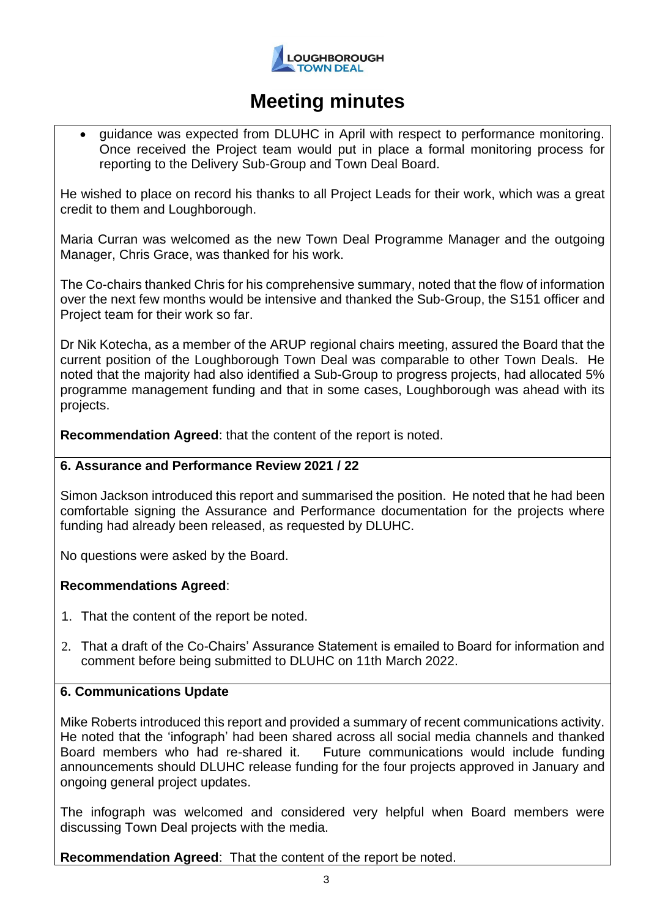# Meeting minutes

- guidance was expected from DLUHC in April with respect to performance monitoring. Once received the Project team would put in place a formal monitoring process for reporting to the Delivery Sub-Group and Town Deal Board.

He wished to place on record his thanks to all Project Leads for their work, which was a great credit to them and Loughborough.

Maria Curran was welcomed as the new Town Deal Programme Manager and the outgoing Manager, Chris Grace, was thanked for his work.

The Co-chairs thanked Chris for his comprehensive summary, noted that the flow of information over the next few months would be intensive and thanked the Sub-Group, the S151 officer and Project team for their work so far.

Dr Nik Kotecha, as a member of the ARUP regional chairs meeting, assured the Board that the current position of the Loughborough Town Deal was comparable to other Town Deals. He noted that the majority had also identified a Sub-Group to progress projects, had allocated 5% programme management funding and that in some cases, Loughborough was ahead with its projects.

**Recommendation Agreed**: that the content of the report is noted.

**6. Assurance and Performance Review 2021 / 22**

Simon Jackson introduced this report and summarised the position. He noted that he had been comfortable signing the Assurance and Performance documentation for the projects where funding had already been released, as requested by DLUHC.

No questions were asked by the Board.

**Recommendations Agreed**:

1. That the content of the report be noted.
2. That a draft of the Co-Chairs' Assurance Statement is emailed to Board for information and comment before being submitted to DLUHC on 11th March 2022.

**6. Communications Update**

Mike Roberts introduced this report and provided a summary of recent communications activity. He noted that the 'infograph' had been shared across all social media channels and thanked Board members who had re-shared it. Future communications would include funding announcements should DLUHC release funding for the four projects approved in January and ongoing general project updates.

The infograph was welcomed and considered very helpful when Board members were discussing Town Deal projects with the media.

**Recommendation Agreed**: That the content of the report be noted.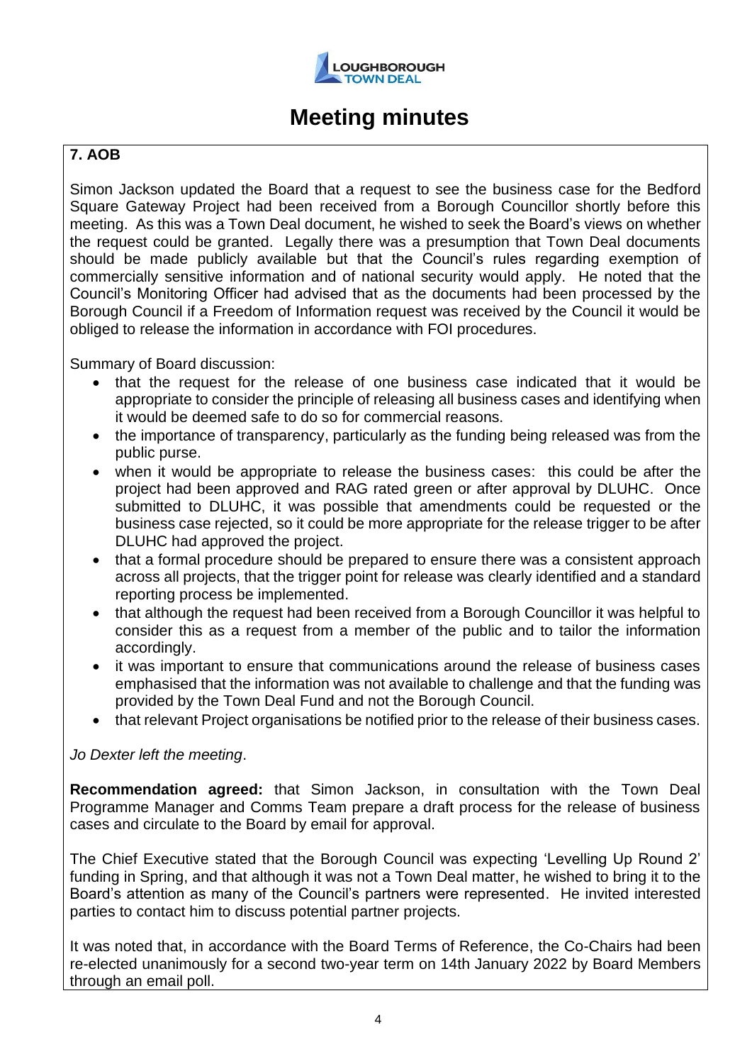# Meeting minutes

## 7. AOB

Simon Jackson updated the Board that a request to see the business case for the Bedford Square Gateway Project had been received from a Borough Councillor shortly before this meeting. As this was a Town Deal document, he wished to seek the Board's views on whether the request could be granted. Legally there was a presumption that Town Deal documents should be made publicly available but that the Council's rules regarding exemption of commercially sensitive information and of national security would apply. He noted that the Council's Monitoring Officer had advised that as the documents had been processed by the Borough Council if a Freedom of Information request was received by the Council it would be obliged to release the information in accordance with FOI procedures.

Summary of Board discussion:

- that the request for the release of one business case indicated that it would be appropriate to consider the principle of releasing all business cases and identifying when it would be deemed safe to do so for commercial reasons.
- the importance of transparency, particularly as the funding being released was from the public purse.
- when it would be appropriate to release the business cases: this could be after the project had been approved and RAG rated green or after approval by DLUHC. Once submitted to DLUHC, it was possible that amendments could be requested or the business case rejected, so it could be more appropriate for the release trigger to be after DLUHC had approved the project.
- that a formal procedure should be prepared to ensure there was a consistent approach across all projects, that the trigger point for release was clearly identified and a standard reporting process be implemented.
- that although the request had been received from a Borough Councillor it was helpful to consider this as a request from a member of the public and to tailor the information accordingly.
- it was important to ensure that communications around the release of business cases emphasised that the information was not available to challenge and that the funding was provided by the Town Deal Fund and not the Borough Council.
- that relevant Project organisations be notified prior to the release of their business cases.

*Jo Dexter left the meeting*.

**Recommendation agreed:** that Simon Jackson, in consultation with the Town Deal Programme Manager and Comms Team prepare a draft process for the release of business cases and circulate to the Board by email for approval.

The Chief Executive stated that the Borough Council was expecting 'Levelling Up Round 2' funding in Spring, and that although it was not a Town Deal matter, he wished to bring it to the Board's attention as many of the Council's partners were represented. He invited interested parties to contact him to discuss potential partner projects.

It was noted that, in accordance with the Board Terms of Reference, the Co-Chairs had been re-elected unanimously for a second two-year term on 14th January 2022 by Board Members through an email poll.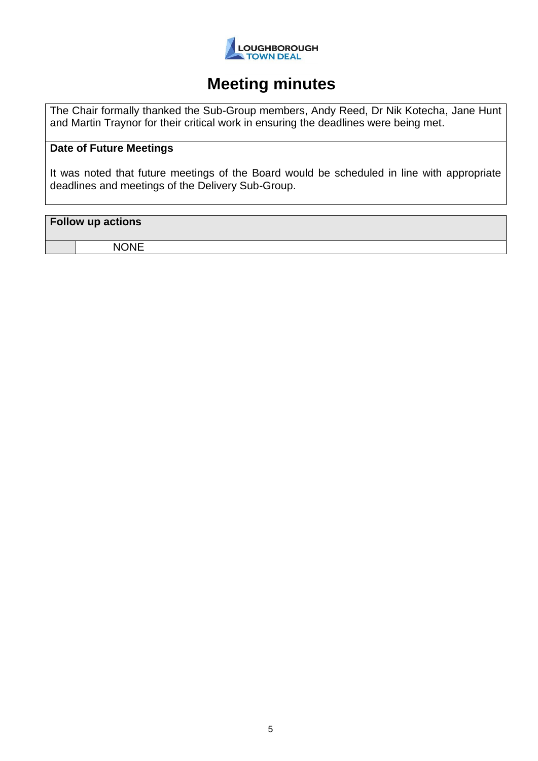# Meeting minutes

The Chair formally thanked the Sub-Group members, Andy Reed, Dr Nik Kotecha, Jane Hunt and Martin Traynor for their critical work in ensuring the deadlines were being met.

**Date of Future Meetings**

It was noted that future meetings of the Board would be scheduled in line with appropriate deadlines and meetings of the Delivery Sub-Group.

| Follow up actions | |
|---|---|
| | NONE |